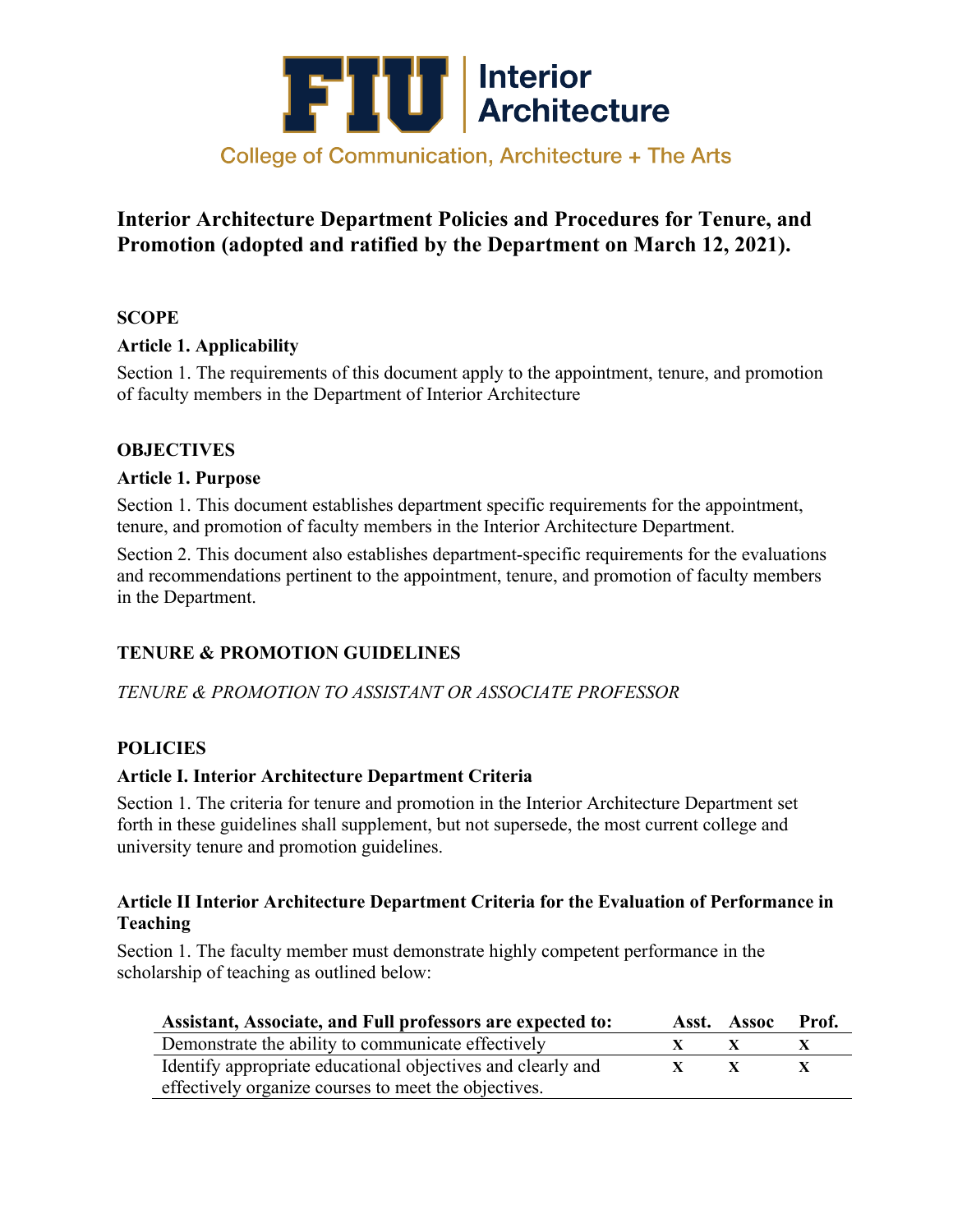FIU | Interior Architecture

College of Communication, Architecture + The Arts

# Interior Architecture Department Policies and Procedures for Tenure, and Promotion (adopted and ratified by the Department on March 12, 2021).

## SCOPE

### Article 1. Applicability

Section 1. The requirements of this document apply to the appointment, tenure, and promotion of faculty members in the Department of Interior Architecture

## OBJECTIVES

### Article 1. Purpose

Section 1. This document establishes department specific requirements for the appointment, tenure, and promotion of faculty members in the Interior Architecture Department.

Section 2. This document also establishes department-specific requirements for the evaluations and recommendations pertinent to the appointment, tenure, and promotion of faculty members in the Department.

## TENURE & PROMOTION GUIDELINES

*TENURE & PROMOTION TO ASSISTANT OR ASSOCIATE PROFESSOR*

## POLICIES

### Article I. Interior Architecture Department Criteria

Section 1. The criteria for tenure and promotion in the Interior Architecture Department set forth in these guidelines shall supplement, but not supersede, the most current college and university tenure and promotion guidelines.

### Article II Interior Architecture Department Criteria for the Evaluation of Performance in Teaching

Section 1. The faculty member must demonstrate highly competent performance in the scholarship of teaching as outlined below:

| Assistant, Associate, and Full professors are expected to: | Asst. | Assoc | Prof. |
|---|---|---|---|
| Demonstrate the ability to communicate effectively | x | x | x |
| Identify appropriate educational objectives and clearly and effectively organize courses to meet the objectives. | x | x | x |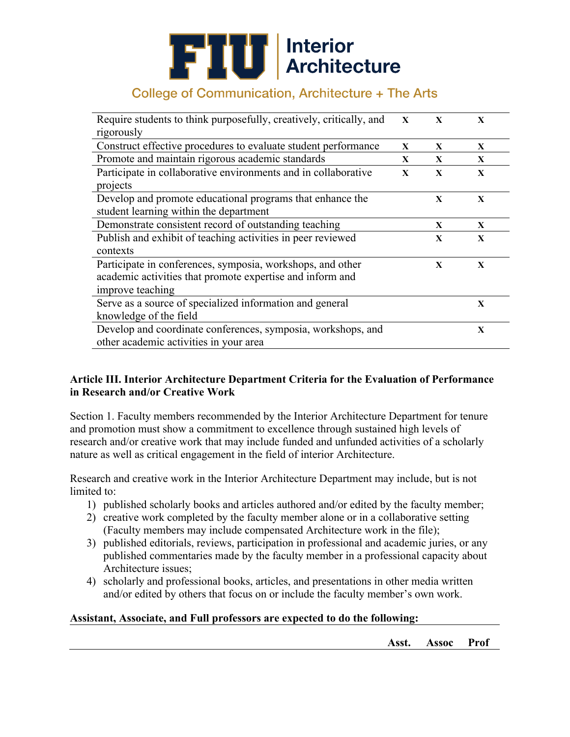| | | | |
|---|---|---|---|
| Require students to think purposefully, creatively, critically, and rigorously | X | X | X |
| Construct effective procedures to evaluate student performance | X | X | X |
| Promote and maintain rigorous academic standards | X | X | X |
| Participate in collaborative environments and in collaborative projects | X | X | X |
| Develop and promote educational programs that enhance the student learning within the department | | X | X |
| Demonstrate consistent record of outstanding teaching | | X | X |
| Publish and exhibit of teaching activities in peer reviewed contexts | | X | X |
| Participate in conferences, symposia, workshops, and other academic activities that promote expertise and inform and improve teaching | | X | X |
| Serve as a source of specialized information and general knowledge of the field | | | X |
| Develop and coordinate conferences, symposia, workshops, and other academic activities in your area | | | X |

**Article III. Interior Architecture Department Criteria for the Evaluation of Performance in Research and/or Creative Work**

Section 1. Faculty members recommended by the Interior Architecture Department for tenure and promotion must show a commitment to excellence through sustained high levels of research and/or creative work that may include funded and unfunded activities of a scholarly nature as well as critical engagement in the field of interior Architecture.

Research and creative work in the Interior Architecture Department may include, but is not limited to:

1) published scholarly books and articles authored and/or edited by the faculty member;
2) creative work completed by the faculty member alone or in a collaborative setting (Faculty members may include compensated Architecture work in the file);
3) published editorials, reviews, participation in professional and academic juries, or any published commentaries made by the faculty member in a professional capacity about Architecture issues;
4) scholarly and professional books, articles, and presentations in other media written and/or edited by others that focus on or include the faculty member's own work.

**Assistant, Associate, and Full professors are expected to do the following:**

| | Asst. | Assoc | Prof |
|---|---|---|---|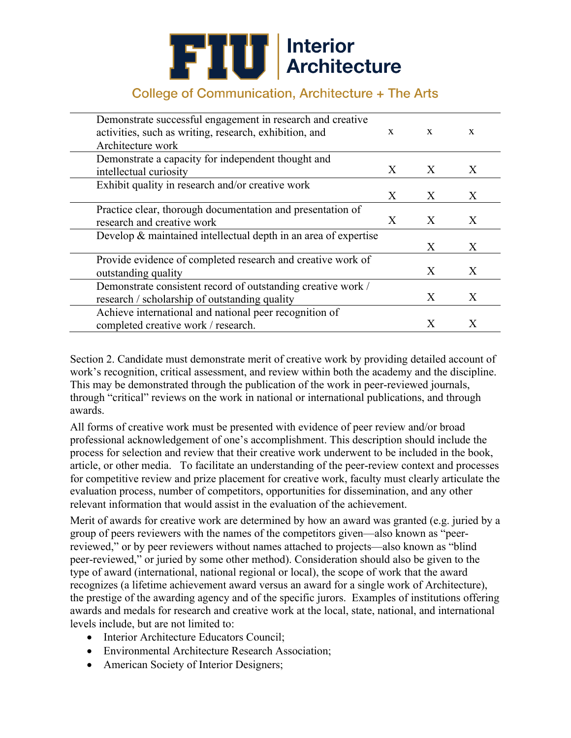| | | | |
|---|---|---|---|
| Demonstrate successful engagement in research and creative activities, such as writing, research, exhibition, and Architecture work | x | x | x |
| Demonstrate a capacity for independent thought and intellectual curiosity | X | X | X |
| Exhibit quality in research and/or creative work | X | X | X |
| Practice clear, thorough documentation and presentation of research and creative work | X | X | X |
| Develop & maintained intellectual depth in an area of expertise | | X | X |
| Provide evidence of completed research and creative work of outstanding quality | | X | X |
| Demonstrate consistent record of outstanding creative work / research / scholarship of outstanding quality | | X | X |
| Achieve international and national peer recognition of completed creative work / research. | | X | X |

Section 2. Candidate must demonstrate merit of creative work by providing detailed account of work's recognition, critical assessment, and review within both the academy and the discipline. This may be demonstrated through the publication of the work in peer-reviewed journals, through "critical" reviews on the work in national or international publications, and through awards.

All forms of creative work must be presented with evidence of peer review and/or broad professional acknowledgement of one's accomplishment. This description should include the process for selection and review that their creative work underwent to be included in the book, article, or other media. To facilitate an understanding of the peer-review context and processes for competitive review and prize placement for creative work, faculty must clearly articulate the evaluation process, number of competitors, opportunities for dissemination, and any other relevant information that would assist in the evaluation of the achievement.

Merit of awards for creative work are determined by how an award was granted (e.g. juried by a group of peers reviewers with the names of the competitors given—also known as "peer-reviewed," or by peer reviewers without names attached to projects—also known as "blind peer-reviewed," or juried by some other method). Consideration should also be given to the type of award (international, national regional or local), the scope of work that the award recognizes (a lifetime achievement award versus an award for a single work of Architecture), the prestige of the awarding agency and of the specific jurors. Examples of institutions offering awards and medals for research and creative work at the local, state, national, and international levels include, but are not limited to:

- Interior Architecture Educators Council;
- Environmental Architecture Research Association;
- American Society of Interior Designers;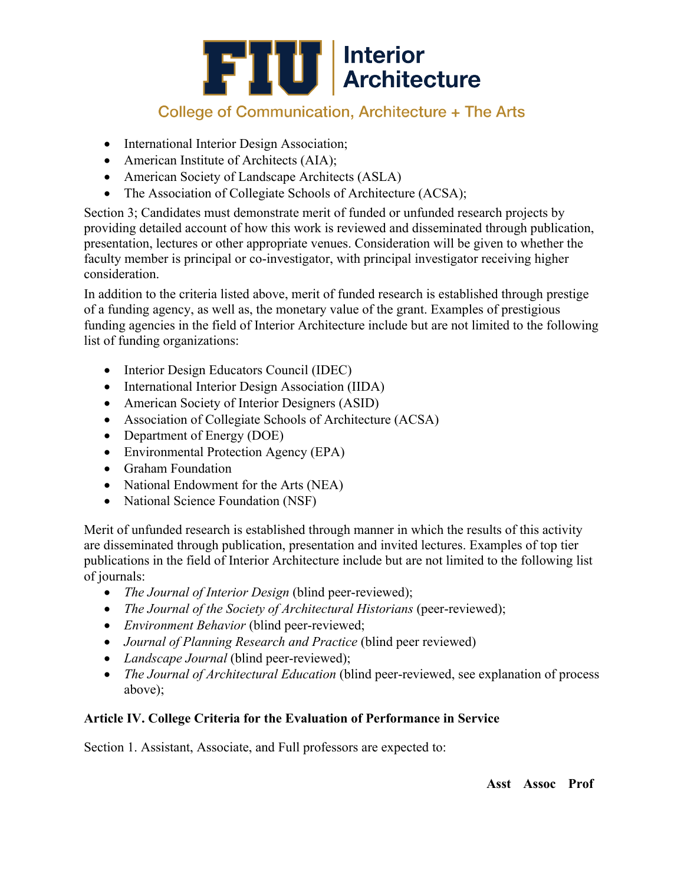- International Interior Design Association;
- American Institute of Architects (AIA);
- American Society of Landscape Architects (ASLA)
- The Association of Collegiate Schools of Architecture (ACSA);

Section 3; Candidates must demonstrate merit of funded or unfunded research projects by providing detailed account of how this work is reviewed and disseminated through publication, presentation, lectures or other appropriate venues. Consideration will be given to whether the faculty member is principal or co-investigator, with principal investigator receiving higher consideration.

In addition to the criteria listed above, merit of funded research is established through prestige of a funding agency, as well as, the monetary value of the grant. Examples of prestigious funding agencies in the field of Interior Architecture include but are not limited to the following list of funding organizations:

- Interior Design Educators Council (IDEC)
- International Interior Design Association (IIDA)
- American Society of Interior Designers (ASID)
- Association of Collegiate Schools of Architecture (ACSA)
- Department of Energy (DOE)
- Environmental Protection Agency (EPA)
- Graham Foundation
- National Endowment for the Arts (NEA)
- National Science Foundation (NSF)

Merit of unfunded research is established through manner in which the results of this activity are disseminated through publication, presentation and invited lectures. Examples of top tier publications in the field of Interior Architecture include but are not limited to the following list of journals:

- *The Journal of Interior Design* (blind peer-reviewed);
- *The Journal of the Society of Architectural Historians* (peer-reviewed);
- *Environment Behavior* (blind peer-reviewed;
- *Journal of Planning Research and Practice* (blind peer reviewed)
- *Landscape Journal* (blind peer-reviewed);
- *The Journal of Architectural Education* (blind peer-reviewed, see explanation of process above);

**Article IV. College Criteria for the Evaluation of Performance in Service**

Section 1. Assistant, Associate, and Full professors are expected to:

**Asst Assoc Prof**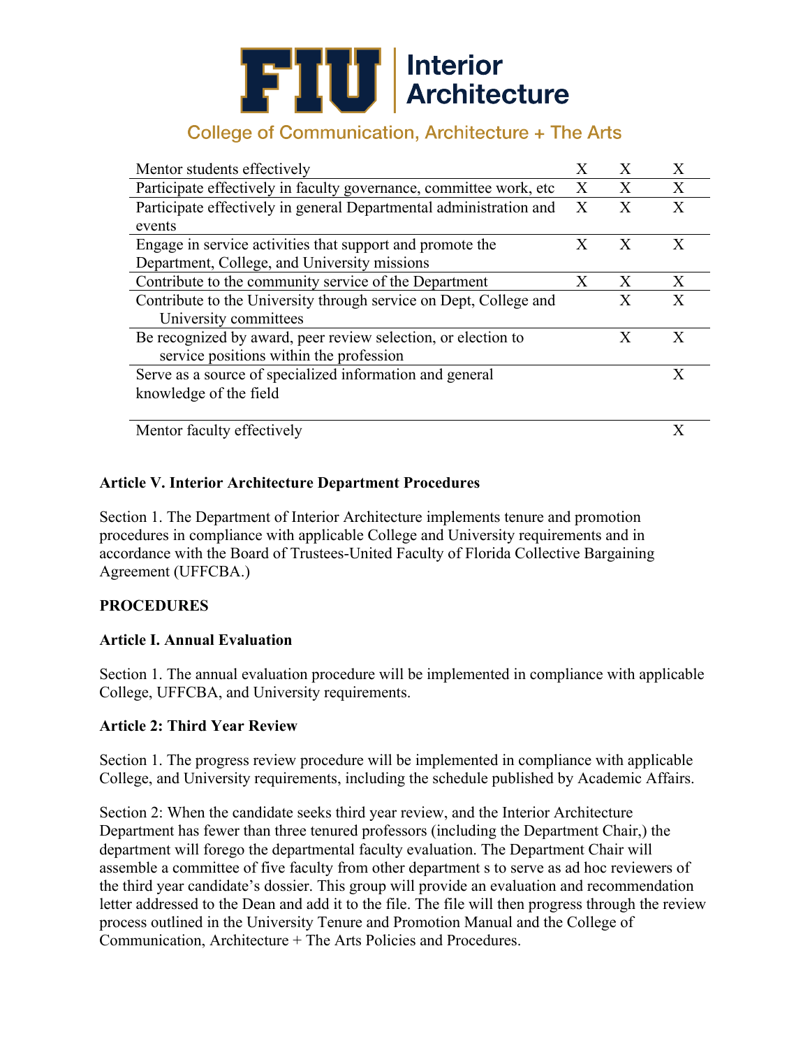| | | | |
|---|---|---|---|
| Mentor students effectively | X | X | X |
| Participate effectively in faculty governance, committee work, etc | X | X | X |
| Participate effectively in general Departmental administration and events | X | X | X |
| Engage in service activities that support and promote the Department, College, and University missions | X | X | X |
| Contribute to the community service of the Department | X | X | X |
| Contribute to the University through service on Dept, College and University committees | | X | X |
| Be recognized by award, peer review selection, or election to service positions within the profession | | X | X |
| Serve as a source of specialized information and general knowledge of the field | | | X |
| Mentor faculty effectively | | | X |

**Article V. Interior Architecture Department Procedures**

Section 1. The Department of Interior Architecture implements tenure and promotion procedures in compliance with applicable College and University requirements and in accordance with the Board of Trustees-United Faculty of Florida Collective Bargaining Agreement (UFFCBA.)

**PROCEDURES**

**Article I. Annual Evaluation**

Section 1. The annual evaluation procedure will be implemented in compliance with applicable College, UFFCBA, and University requirements.

**Article 2: Third Year Review**

Section 1. The progress review procedure will be implemented in compliance with applicable College, and University requirements, including the schedule published by Academic Affairs.

Section 2: When the candidate seeks third year review, and the Interior Architecture Department has fewer than three tenured professors (including the Department Chair,) the department will forego the departmental faculty evaluation. The Department Chair will assemble a committee of five faculty from other department s to serve as ad hoc reviewers of the third year candidate's dossier. This group will provide an evaluation and recommendation letter addressed to the Dean and add it to the file. The file will then progress through the review process outlined in the University Tenure and Promotion Manual and the College of Communication, Architecture + The Arts Policies and Procedures.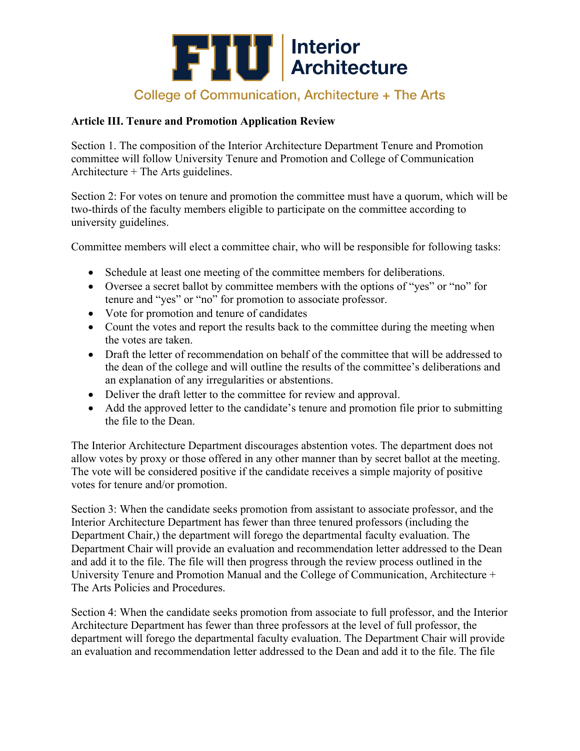**Article III. Tenure and Promotion Application Review**

Section 1. The composition of the Interior Architecture Department Tenure and Promotion committee will follow University Tenure and Promotion and College of Communication Architecture + The Arts guidelines.

Section 2: For votes on tenure and promotion the committee must have a quorum, which will be two-thirds of the faculty members eligible to participate on the committee according to university guidelines.

Committee members will elect a committee chair, who will be responsible for following tasks:

- Schedule at least one meeting of the committee members for deliberations.
- Oversee a secret ballot by committee members with the options of "yes" or "no" for tenure and "yes" or "no" for promotion to associate professor.
- Vote for promotion and tenure of candidates
- Count the votes and report the results back to the committee during the meeting when the votes are taken.
- Draft the letter of recommendation on behalf of the committee that will be addressed to the dean of the college and will outline the results of the committee's deliberations and an explanation of any irregularities or abstentions.
- Deliver the draft letter to the committee for review and approval.
- Add the approved letter to the candidate's tenure and promotion file prior to submitting the file to the Dean.

The Interior Architecture Department discourages abstention votes. The department does not allow votes by proxy or those offered in any other manner than by secret ballot at the meeting. The vote will be considered positive if the candidate receives a simple majority of positive votes for tenure and/or promotion.

Section 3: When the candidate seeks promotion from assistant to associate professor, and the Interior Architecture Department has fewer than three tenured professors (including the Department Chair,) the department will forego the departmental faculty evaluation. The Department Chair will provide an evaluation and recommendation letter addressed to the Dean and add it to the file. The file will then progress through the review process outlined in the University Tenure and Promotion Manual and the College of Communication, Architecture + The Arts Policies and Procedures.

Section 4: When the candidate seeks promotion from associate to full professor, and the Interior Architecture Department has fewer than three professors at the level of full professor, the department will forego the departmental faculty evaluation. The Department Chair will provide an evaluation and recommendation letter addressed to the Dean and add it to the file. The file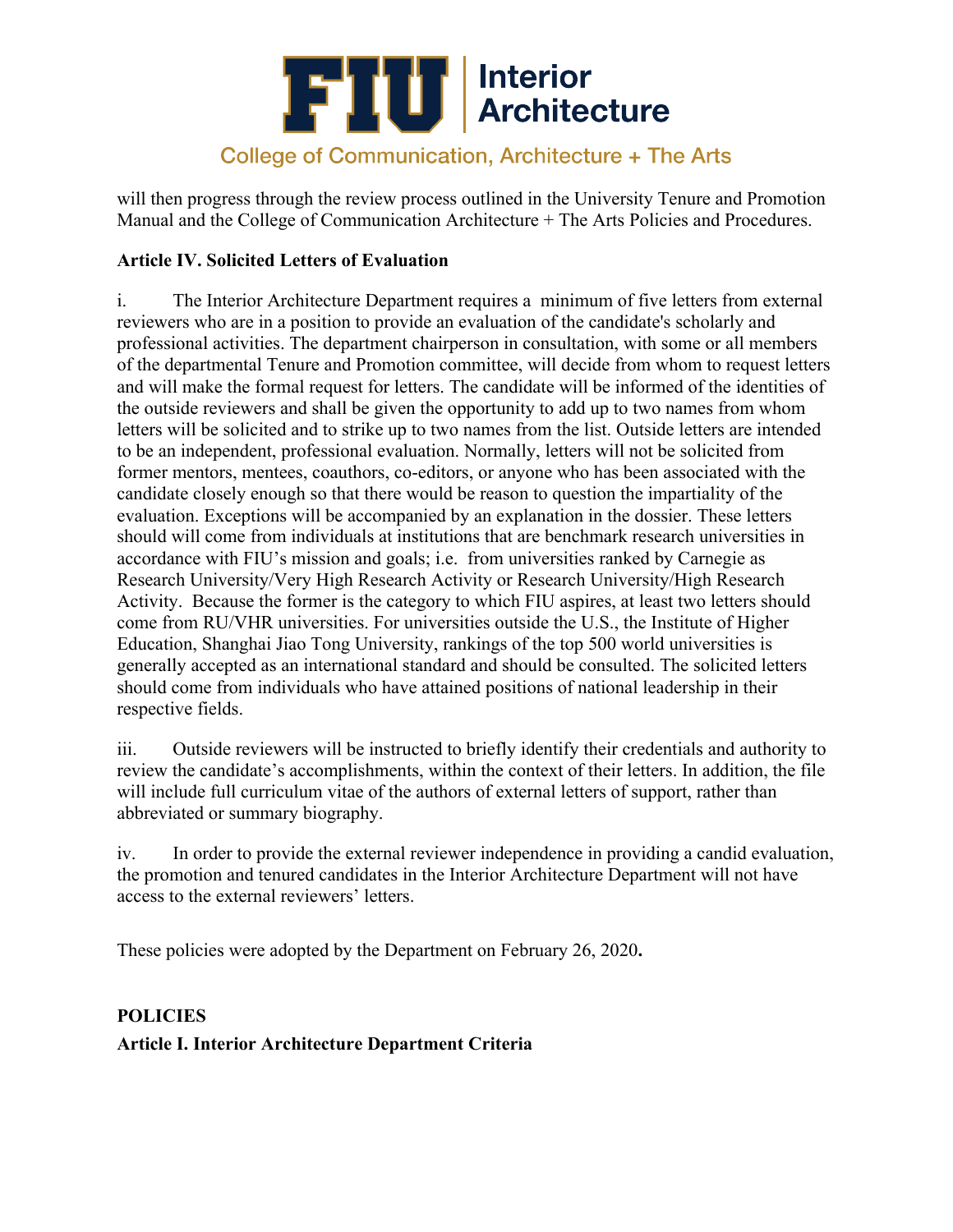will then progress through the review process outlined in the University Tenure and Promotion Manual and the College of Communication Architecture + The Arts Policies and Procedures.

**Article IV. Solicited Letters of Evaluation**

i. The Interior Architecture Department requires a minimum of five letters from external reviewers who are in a position to provide an evaluation of the candidate's scholarly and professional activities. The department chairperson in consultation, with some or all members of the departmental Tenure and Promotion committee, will decide from whom to request letters and will make the formal request for letters. The candidate will be informed of the identities of the outside reviewers and shall be given the opportunity to add up to two names from whom letters will be solicited and to strike up to two names from the list. Outside letters are intended to be an independent, professional evaluation. Normally, letters will not be solicited from former mentors, mentees, coauthors, co-editors, or anyone who has been associated with the candidate closely enough so that there would be reason to question the impartiality of the evaluation. Exceptions will be accompanied by an explanation in the dossier. These letters should will come from individuals at institutions that are benchmark research universities in accordance with FIU's mission and goals; i.e. from universities ranked by Carnegie as Research University/Very High Research Activity or Research University/High Research Activity. Because the former is the category to which FIU aspires, at least two letters should come from RU/VHR universities. For universities outside the U.S., the Institute of Higher Education, Shanghai Jiao Tong University, rankings of the top 500 world universities is generally accepted as an international standard and should be consulted. The solicited letters should come from individuals who have attained positions of national leadership in their respective fields.

iii. Outside reviewers will be instructed to briefly identify their credentials and authority to review the candidate's accomplishments, within the context of their letters. In addition, the file will include full curriculum vitae of the authors of external letters of support, rather than abbreviated or summary biography.

iv. In order to provide the external reviewer independence in providing a candid evaluation, the promotion and tenured candidates in the Interior Architecture Department will not have access to the external reviewers' letters.

These policies were adopted by the Department on February 26, 2020**.**

**POLICIES**

**Article I. Interior Architecture Department Criteria**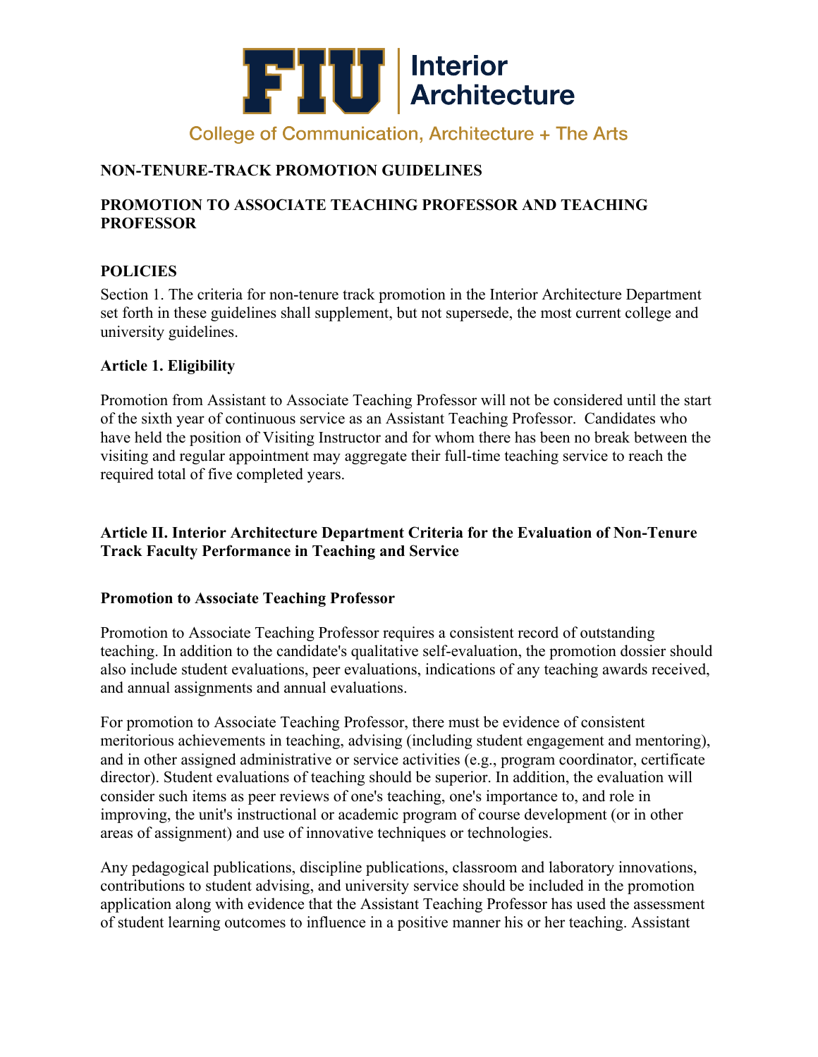FIU | Interior Architecture

College of Communication, Architecture + The Arts

**NON-TENURE-TRACK PROMOTION GUIDELINES**

**PROMOTION TO ASSOCIATE TEACHING PROFESSOR AND TEACHING PROFESSOR**

**POLICIES**

Section 1. The criteria for non-tenure track promotion in the Interior Architecture Department set forth in these guidelines shall supplement, but not supersede, the most current college and university guidelines.

**Article 1. Eligibility**

Promotion from Assistant to Associate Teaching Professor will not be considered until the start of the sixth year of continuous service as an Assistant Teaching Professor. Candidates who have held the position of Visiting Instructor and for whom there has been no break between the visiting and regular appointment may aggregate their full-time teaching service to reach the required total of five completed years.

**Article II. Interior Architecture Department Criteria for the Evaluation of Non-Tenure Track Faculty Performance in Teaching and Service**

**Promotion to Associate Teaching Professor**

Promotion to Associate Teaching Professor requires a consistent record of outstanding teaching. In addition to the candidate's qualitative self-evaluation, the promotion dossier should also include student evaluations, peer evaluations, indications of any teaching awards received, and annual assignments and annual evaluations.

For promotion to Associate Teaching Professor, there must be evidence of consistent meritorious achievements in teaching, advising (including student engagement and mentoring), and in other assigned administrative or service activities (e.g., program coordinator, certificate director). Student evaluations of teaching should be superior. In addition, the evaluation will consider such items as peer reviews of one's teaching, one's importance to, and role in improving, the unit's instructional or academic program of course development (or in other areas of assignment) and use of innovative techniques or technologies.

Any pedagogical publications, discipline publications, classroom and laboratory innovations, contributions to student advising, and university service should be included in the promotion application along with evidence that the Assistant Teaching Professor has used the assessment of student learning outcomes to influence in a positive manner his or her teaching. Assistant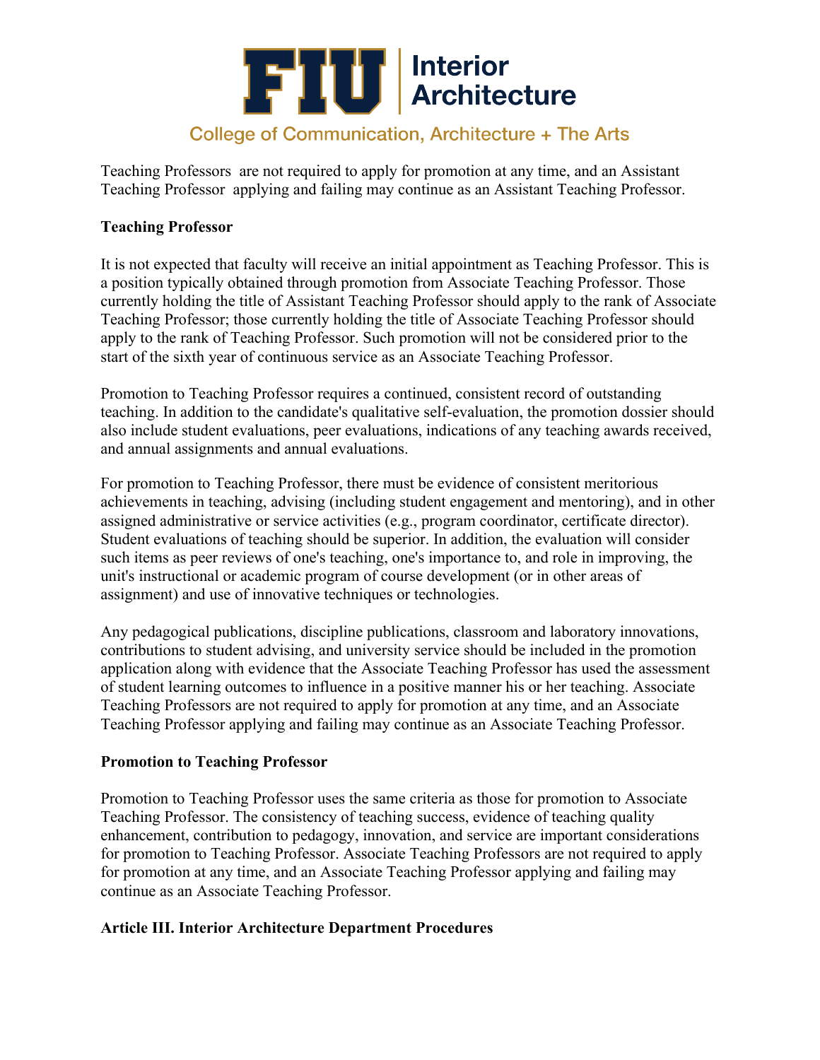Teaching Professors are not required to apply for promotion at any time, and an Assistant Teaching Professor applying and failing may continue as an Assistant Teaching Professor.

**Teaching Professor**

It is not expected that faculty will receive an initial appointment as Teaching Professor. This is a position typically obtained through promotion from Associate Teaching Professor. Those currently holding the title of Assistant Teaching Professor should apply to the rank of Associate Teaching Professor; those currently holding the title of Associate Teaching Professor should apply to the rank of Teaching Professor. Such promotion will not be considered prior to the start of the sixth year of continuous service as an Associate Teaching Professor.

Promotion to Teaching Professor requires a continued, consistent record of outstanding teaching. In addition to the candidate's qualitative self-evaluation, the promotion dossier should also include student evaluations, peer evaluations, indications of any teaching awards received, and annual assignments and annual evaluations.

For promotion to Teaching Professor, there must be evidence of consistent meritorious achievements in teaching, advising (including student engagement and mentoring), and in other assigned administrative or service activities (e.g., program coordinator, certificate director). Student evaluations of teaching should be superior. In addition, the evaluation will consider such items as peer reviews of one's teaching, one's importance to, and role in improving, the unit's instructional or academic program of course development (or in other areas of assignment) and use of innovative techniques or technologies.

Any pedagogical publications, discipline publications, classroom and laboratory innovations, contributions to student advising, and university service should be included in the promotion application along with evidence that the Associate Teaching Professor has used the assessment of student learning outcomes to influence in a positive manner his or her teaching. Associate Teaching Professors are not required to apply for promotion at any time, and an Associate Teaching Professor applying and failing may continue as an Associate Teaching Professor.

**Promotion to Teaching Professor**

Promotion to Teaching Professor uses the same criteria as those for promotion to Associate Teaching Professor. The consistency of teaching success, evidence of teaching quality enhancement, contribution to pedagogy, innovation, and service are important considerations for promotion to Teaching Professor. Associate Teaching Professors are not required to apply for promotion at any time, and an Associate Teaching Professor applying and failing may continue as an Associate Teaching Professor.

**Article III. Interior Architecture Department Procedures**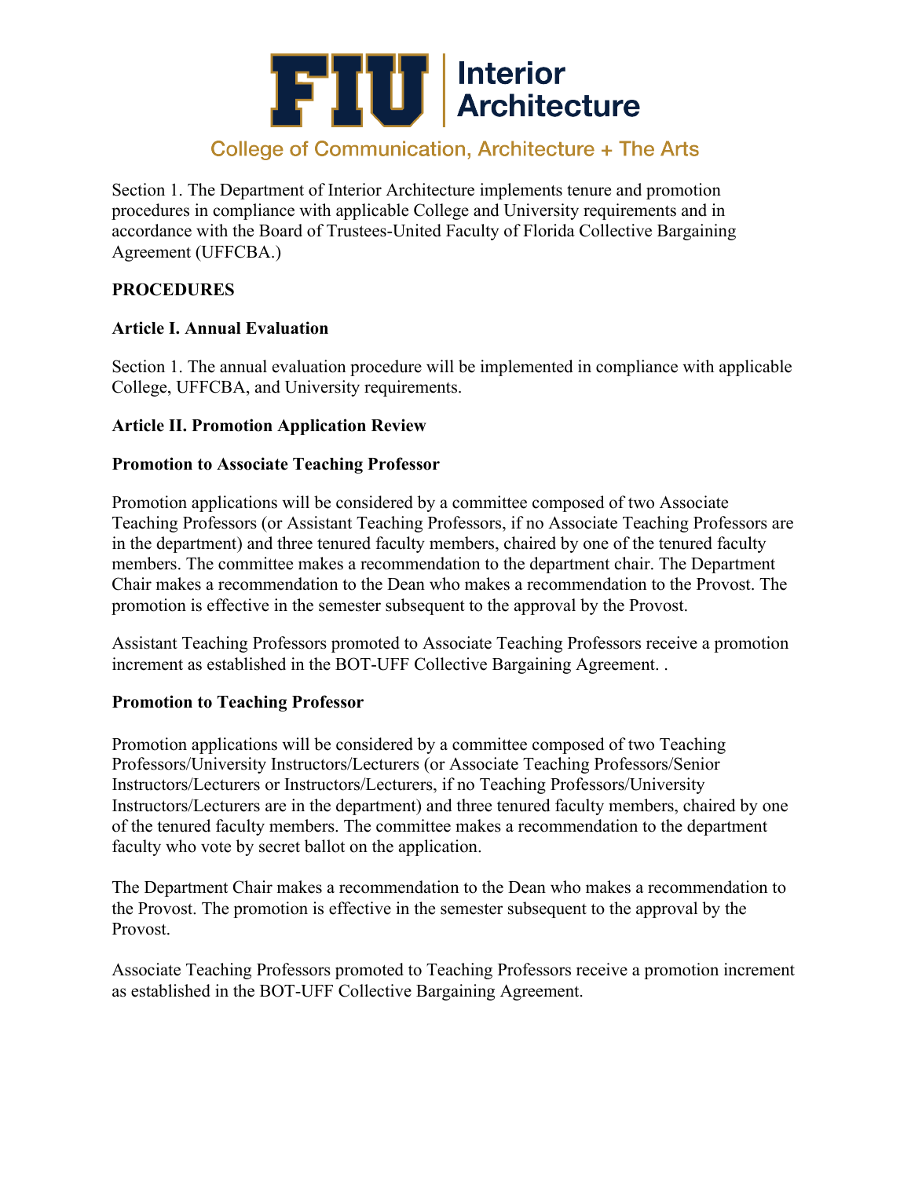Section 1. The Department of Interior Architecture implements tenure and promotion procedures in compliance with applicable College and University requirements and in accordance with the Board of Trustees-United Faculty of Florida Collective Bargaining Agreement (UFFCBA.)

**PROCEDURES**

**Article I. Annual Evaluation**

Section 1. The annual evaluation procedure will be implemented in compliance with applicable College, UFFCBA, and University requirements.

**Article II. Promotion Application Review**

**Promotion to Associate Teaching Professor**

Promotion applications will be considered by a committee composed of two Associate Teaching Professors (or Assistant Teaching Professors, if no Associate Teaching Professors are in the department) and three tenured faculty members, chaired by one of the tenured faculty members. The committee makes a recommendation to the department chair. The Department Chair makes a recommendation to the Dean who makes a recommendation to the Provost. The promotion is effective in the semester subsequent to the approval by the Provost.

Assistant Teaching Professors promoted to Associate Teaching Professors receive a promotion increment as established in the BOT-UFF Collective Bargaining Agreement. .

**Promotion to Teaching Professor**

Promotion applications will be considered by a committee composed of two Teaching Professors/University Instructors/Lecturers (or Associate Teaching Professors/Senior Instructors/Lecturers or Instructors/Lecturers, if no Teaching Professors/University Instructors/Lecturers are in the department) and three tenured faculty members, chaired by one of the tenured faculty members. The committee makes a recommendation to the department faculty who vote by secret ballot on the application.

The Department Chair makes a recommendation to the Dean who makes a recommendation to the Provost. The promotion is effective in the semester subsequent to the approval by the Provost.

Associate Teaching Professors promoted to Teaching Professors receive a promotion increment as established in the BOT-UFF Collective Bargaining Agreement.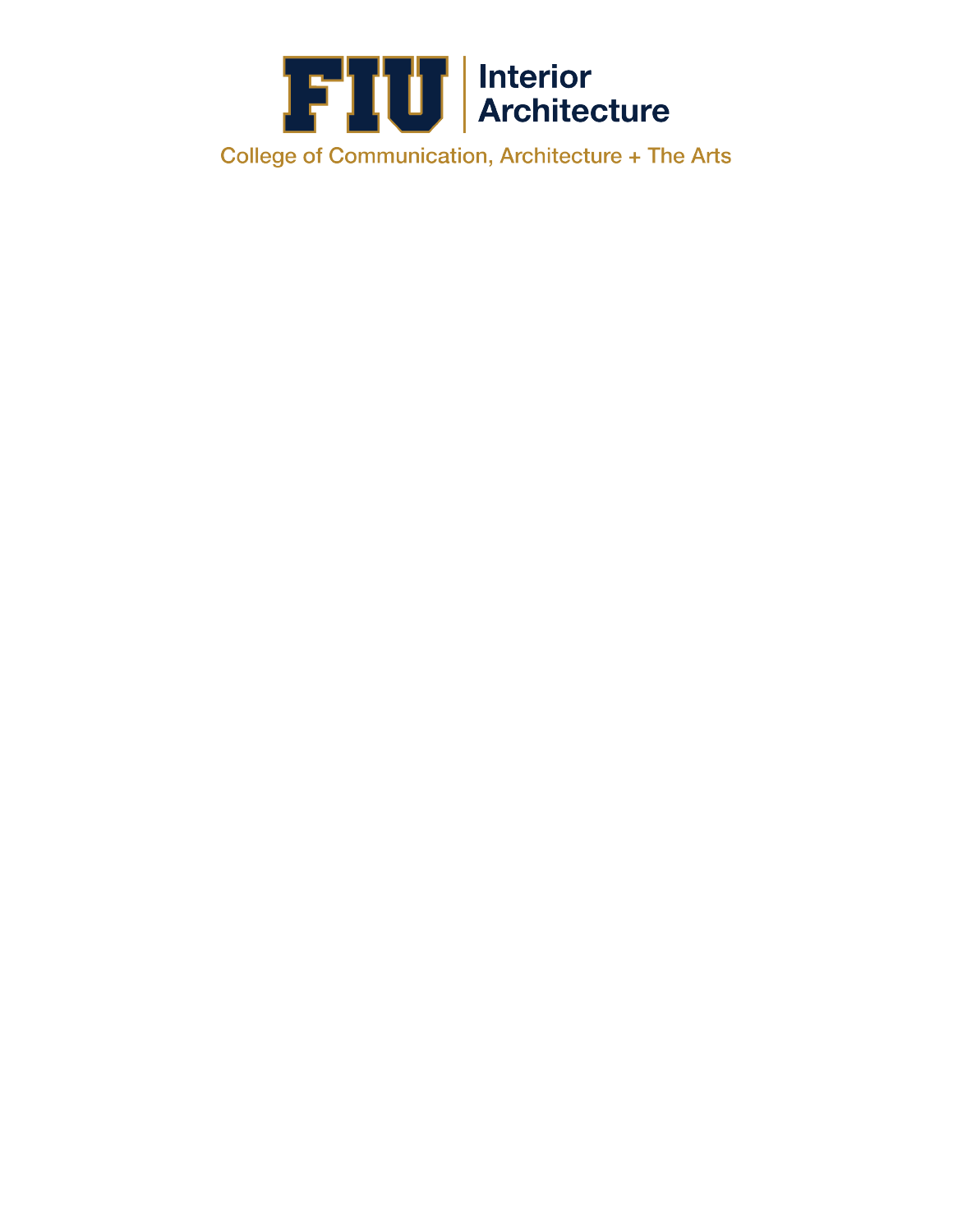FIU | Interior Architecture

College of Communication, Architecture + The Arts